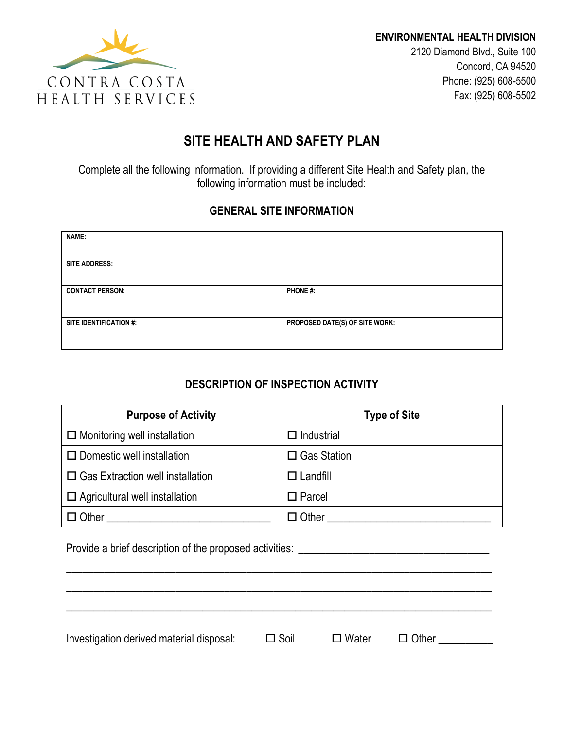CONTRA COSTA
HEALTH SERVICES

**ENVIRONMENTAL HEALTH DIVISION**
2120 Diamond Blvd., Suite 100
Concord, CA 94520
Phone: (925) 608-5500
Fax: (925) 608-5502

# SITE HEALTH AND SAFETY PLAN

Complete all the following information. If providing a different Site Health and Safety plan, the following information must be included:

## GENERAL SITE INFORMATION

| NAME: | |
|---|---|
| SITE ADDRESS: | |
| CONTACT PERSON: | PHONE #: |
| SITE IDENTIFICATION #: | PROPOSED DATE(S) OF SITE WORK: |

## DESCRIPTION OF INSPECTION ACTIVITY

| Purpose of Activity | Type of Site |
|---|---|
| ☐ Monitoring well installation | ☐ Industrial |
| ☐ Domestic well installation | ☐ Gas Station |
| ☐ Gas Extraction well installation | ☐ Landfill |
| ☐ Agricultural well installation | ☐ Parcel |
| ☐ Other ______________________________ | ☐ Other ______________________________ |

Provide a brief description of the proposed activities: ___________________________________

_____________________________________________________________________________

_____________________________________________________________________________

_____________________________________________________________________________

Investigation derived material disposal: ☐ Soil ☐ Water ☐ Other __________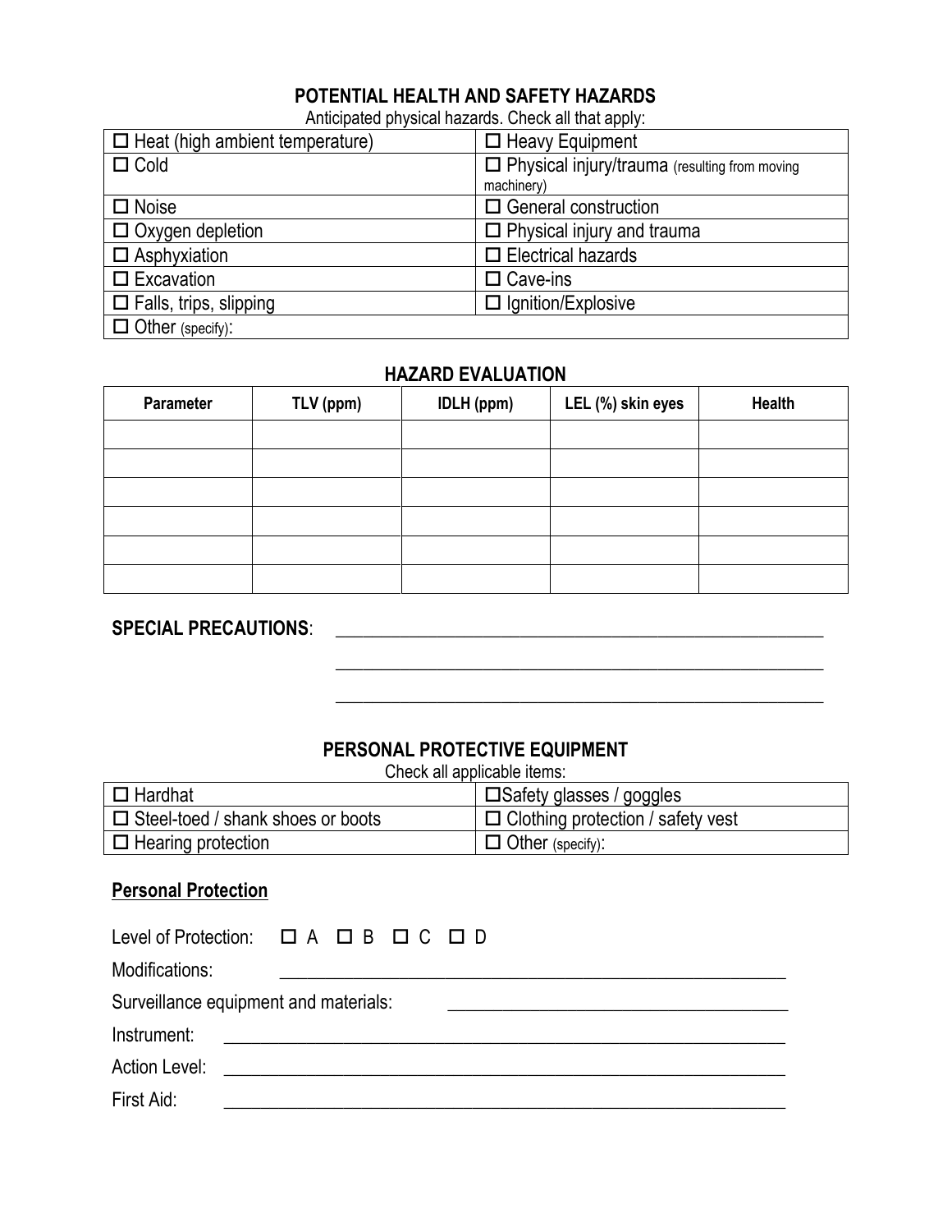## POTENTIAL HEALTH AND SAFETY HAZARDS

Anticipated physical hazards. Check all that apply:

| | |
|---|---|
| ☐ Heat (high ambient temperature) | ☐ Heavy Equipment |
| ☐ Cold | ☐ Physical injury/trauma (resulting from moving machinery) |
| ☐ Noise | ☐ General construction |
| ☐ Oxygen depletion | ☐ Physical injury and trauma |
| ☐ Asphyxiation | ☐ Electrical hazards |
| ☐ Excavation | ☐ Cave-ins |
| ☐ Falls, trips, slipping | ☐ Ignition/Explosive |
| ☐ Other (specify): | |

## HAZARD EVALUATION

| Parameter | TLV (ppm) | IDLH (ppm) | LEL (%) skin eyes | Health |
|---|---|---|---|---|
| | | | | |
| | | | | |
| | | | | |
| | | | | |
| | | | | |
| | | | | |

**SPECIAL PRECAUTIONS**: ____________________________________________________

____________________________________________________

____________________________________________________

## PERSONAL PROTECTIVE EQUIPMENT

Check all applicable items:

| | |
|---|---|
| ☐ Hardhat | ☐ Safety glasses / goggles |
| ☐ Steel-toed / shank shoes or boots | ☐ Clothing protection / safety vest |
| ☐ Hearing protection | ☐ Other (specify): |

**Personal Protection**

Level of Protection: ☐ A ☐ B ☐ C ☐ D

Modifications: ____________________________________________________

Surveillance equipment and materials: ____________________________________

Instrument: ____________________________________________________

Action Level: ____________________________________________________

First Aid: ____________________________________________________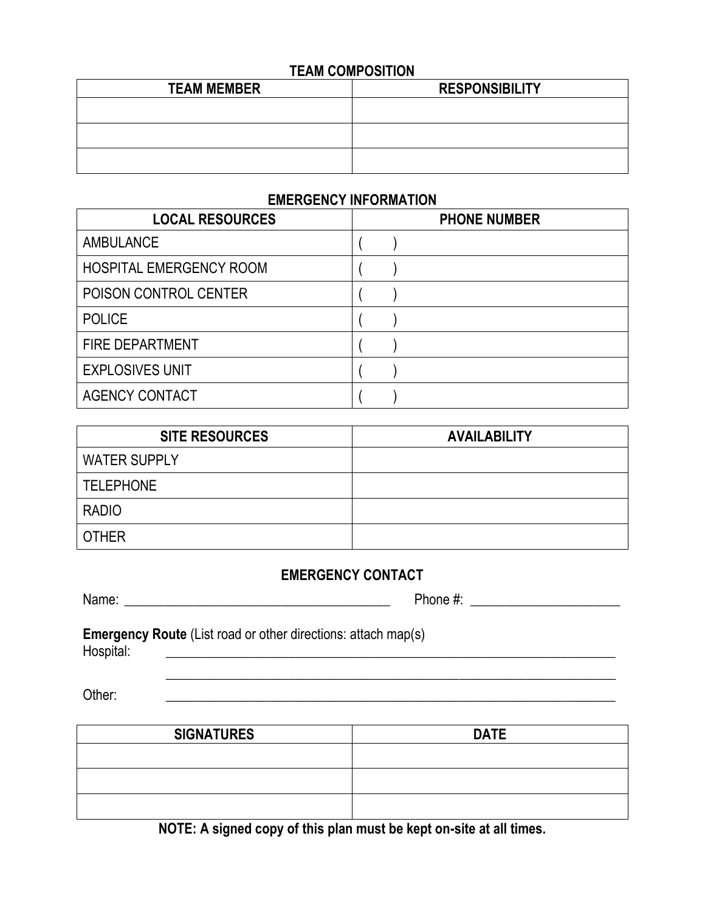## TEAM COMPOSITION

| TEAM MEMBER | RESPONSIBILITY |
| --- | --- |
| | |
| | |
| | |

## EMERGENCY INFORMATION

| LOCAL RESOURCES | PHONE NUMBER |
| --- | --- |
| AMBULANCE | (       ) |
| HOSPITAL EMERGENCY ROOM | (       ) |
| POISON CONTROL CENTER | (       ) |
| POLICE | (       ) |
| FIRE DEPARTMENT | (       ) |
| EXPLOSIVES UNIT | (       ) |
| AGENCY CONTACT | (       ) |

| SITE RESOURCES | AVAILABILITY |
| --- | --- |
| WATER SUPPLY | |
| TELEPHONE | |
| RADIO | |
| OTHER | |

## EMERGENCY CONTACT

Name: ________________________________________ Phone #: ______________________

**Emergency Route** (List road or other directions: attach map(s)

Hospital: ____________________________________________________________________

____________________________________________________________________

Other: ____________________________________________________________________

| SIGNATURES | DATE |
| --- | --- |
| | |
| | |
| | |

**NOTE: A signed copy of this plan must be kept on-site at all times.**